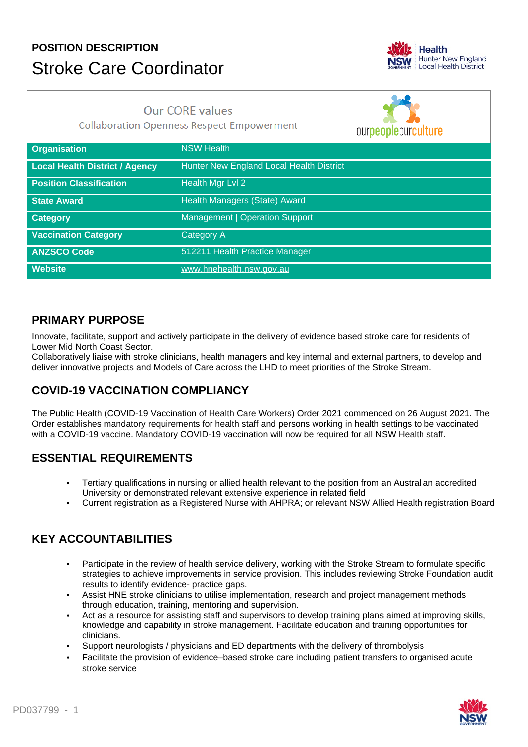**POSITION DESCRIPTION**

# Stroke Care Coordinator

Our CORE values
Collaboration Openness Respect Empowerment

| | |
|---|---|
| **Organisation** | NSW Health |
| **Local Health District / Agency** | Hunter New England Local Health District |
| **Position Classification** | Health Mgr Lvl 2 |
| **State Award** | Health Managers (State) Award |
| **Category** | Management \| Operation Support |
| **Vaccination Category** | Category A |
| **ANZSCO Code** | 512211 Health Practice Manager |
| **Website** | www.hnehealth.nsw.gov.au |

## PRIMARY PURPOSE

Innovate, facilitate, support and actively participate in the delivery of evidence based stroke care for residents of Lower Mid North Coast Sector.
Collaboratively liaise with stroke clinicians, health managers and key internal and external partners, to develop and deliver innovative projects and Models of Care across the LHD to meet priorities of the Stroke Stream.

## COVID-19 VACCINATION COMPLIANCY

The Public Health (COVID-19 Vaccination of Health Care Workers) Order 2021 commenced on 26 August 2021. The Order establishes mandatory requirements for health staff and persons working in health settings to be vaccinated with a COVID-19 vaccine. Mandatory COVID-19 vaccination will now be required for all NSW Health staff.

## ESSENTIAL REQUIREMENTS

- Tertiary qualifications in nursing or allied health relevant to the position from an Australian accredited University or demonstrated relevant extensive experience in related field
- Current registration as a Registered Nurse with AHPRA; or relevant NSW Allied Health registration Board

## KEY ACCOUNTABILITIES

- Participate in the review of health service delivery, working with the Stroke Stream to formulate specific strategies to achieve improvements in service provision. This includes reviewing Stroke Foundation audit results to identify evidence- practice gaps.
- Assist HNE stroke clinicians to utilise implementation, research and project management methods through education, training, mentoring and supervision.
- Act as a resource for assisting staff and supervisors to develop training plans aimed at improving skills, knowledge and capability in stroke management. Facilitate education and training opportunities for clinicians.
- Support neurologists / physicians and ED departments with the delivery of thrombolysis
- Facilitate the provision of evidence–based stroke care including patient transfers to organised acute stroke service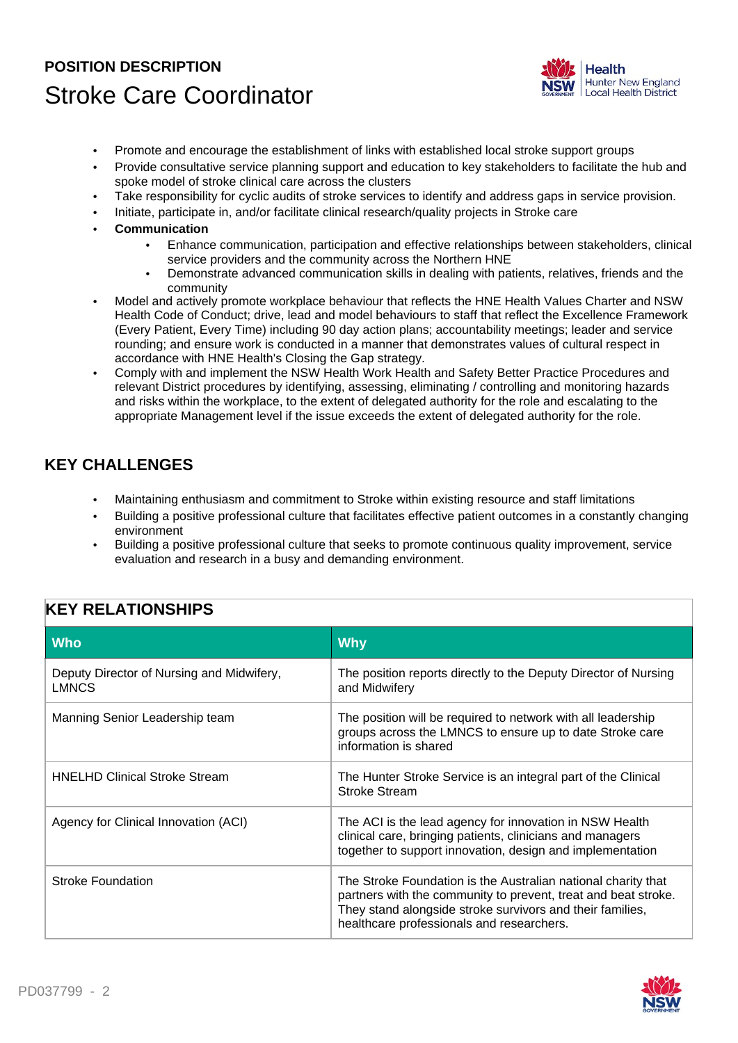- Promote and encourage the establishment of links with established local stroke support groups
- Provide consultative service planning support and education to key stakeholders to facilitate the hub and spoke model of stroke clinical care across the clusters
- Take responsibility for cyclic audits of stroke services to identify and address gaps in service provision.
- Initiate, participate in, and/or facilitate clinical research/quality projects in Stroke care
- **Communication**
    - Enhance communication, participation and effective relationships between stakeholders, clinical service providers and the community across the Northern HNE
    - Demonstrate advanced communication skills in dealing with patients, relatives, friends and the community
- Model and actively promote workplace behaviour that reflects the HNE Health Values Charter and NSW Health Code of Conduct; drive, lead and model behaviours to staff that reflect the Excellence Framework (Every Patient, Every Time) including 90 day action plans; accountability meetings; leader and service rounding; and ensure work is conducted in a manner that demonstrates values of cultural respect in accordance with HNE Health's Closing the Gap strategy.
- Comply with and implement the NSW Health Work Health and Safety Better Practice Procedures and relevant District procedures by identifying, assessing, eliminating / controlling and monitoring hazards and risks within the workplace, to the extent of delegated authority for the role and escalating to the appropriate Management level if the issue exceeds the extent of delegated authority for the role.

## KEY CHALLENGES

- Maintaining enthusiasm and commitment to Stroke within existing resource and staff limitations
- Building a positive professional culture that facilitates effective patient outcomes in a constantly changing environment
- Building a positive professional culture that seeks to promote continuous quality improvement, service evaluation and research in a busy and demanding environment.

## KEY RELATIONSHIPS

| Who | Why |
|---|---|
| Deputy Director of Nursing and Midwifery, LMNCS | The position reports directly to the Deputy Director of Nursing and Midwifery |
| Manning Senior Leadership team | The position will be required to network with all leadership groups across the LMNCS to ensure up to date Stroke care information is shared |
| HNELHD Clinical Stroke Stream | The Hunter Stroke Service is an integral part of the Clinical Stroke Stream |
| Agency for Clinical Innovation (ACI) | The ACI is the lead agency for innovation in NSW Health clinical care, bringing patients, clinicians and managers together to support innovation, design and implementation |
| Stroke Foundation | The Stroke Foundation is the Australian national charity that partners with the community to prevent, treat and beat stroke. They stand alongside stroke survivors and their families, healthcare professionals and researchers. |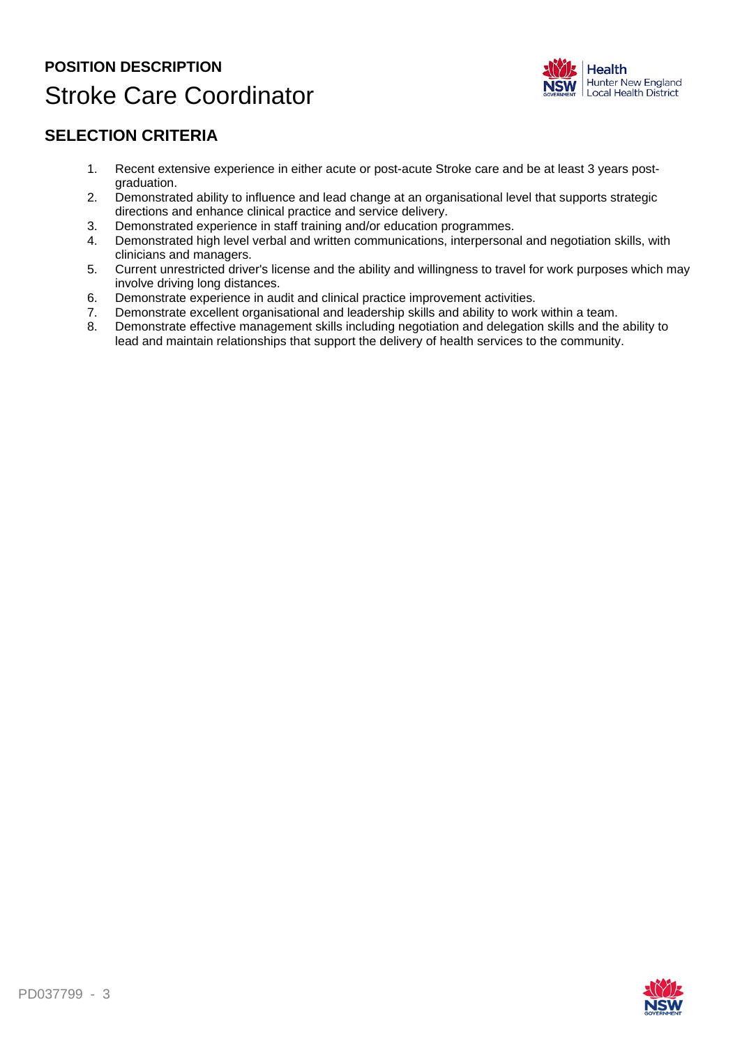**POSITION DESCRIPTION**

# Stroke Care Coordinator

## SELECTION CRITERIA

1. Recent extensive experience in either acute or post-acute Stroke care and be at least 3 years post-graduation.
2. Demonstrated ability to influence and lead change at an organisational level that supports strategic directions and enhance clinical practice and service delivery.
3. Demonstrated experience in staff training and/or education programmes.
4. Demonstrated high level verbal and written communications, interpersonal and negotiation skills, with clinicians and managers.
5. Current unrestricted driver's license and the ability and willingness to travel for work purposes which may involve driving long distances.
6. Demonstrate experience in audit and clinical practice improvement activities.
7. Demonstrate excellent organisational and leadership skills and ability to work within a team.
8. Demonstrate effective management skills including negotiation and delegation skills and the ability to lead and maintain relationships that support the delivery of health services to the community.